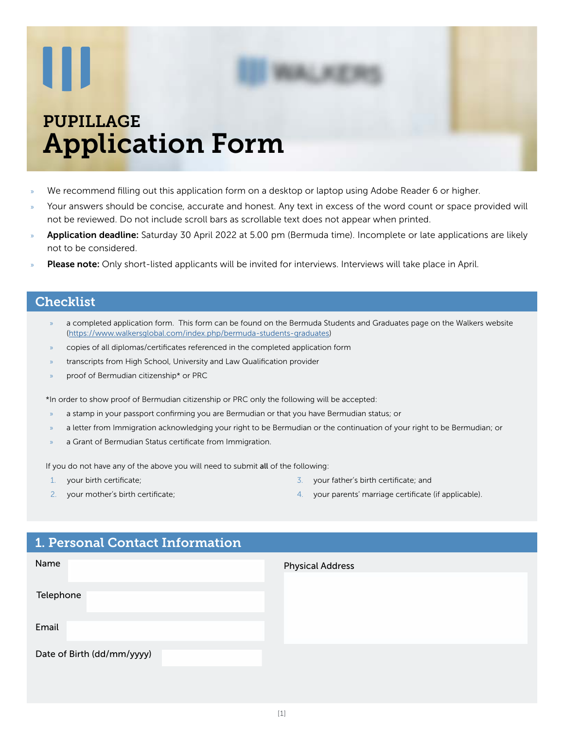# PUPILLAGE
# Application Form

- We recommend filling out this application form on a desktop or laptop using Adobe Reader 6 or higher.
- Your answers should be concise, accurate and honest. Any text in excess of the word count or space provided will not be reviewed. Do not include scroll bars as scrollable text does not appear when printed.
- **Application deadline:** Saturday 30 April 2022 at 5.00 pm (Bermuda time). Incomplete or late applications are likely not to be considered.
- **Please note:** Only short-listed applicants will be invited for interviews. Interviews will take place in April.

## Checklist

- a completed application form. This form can be found on the Bermuda Students and Graduates page on the Walkers website (https://www.walkersglobal.com/index.php/bermuda-students-graduates)
- copies of all diplomas/certificates referenced in the completed application form
- transcripts from High School, University and Law Qualification provider
- proof of Bermudian citizenship* or PRC

*In order to show proof of Bermudian citizenship or PRC only the following will be accepted:

- a stamp in your passport confirming you are Bermudian or that you have Bermudian status; or
- a letter from Immigration acknowledging your right to be Bermudian or the continuation of your right to be Bermudian; or
- a Grant of Bermudian Status certificate from Immigration.

If you do not have any of the above you will need to submit **all** of the following:

1. your birth certificate;
2. your mother's birth certificate;
3. your father's birth certificate; and
4. your parents' marriage certificate (if applicable).

## 1. Personal Contact Information

Name

Telephone

Email

Date of Birth (dd/mm/yyyy)

Physical Address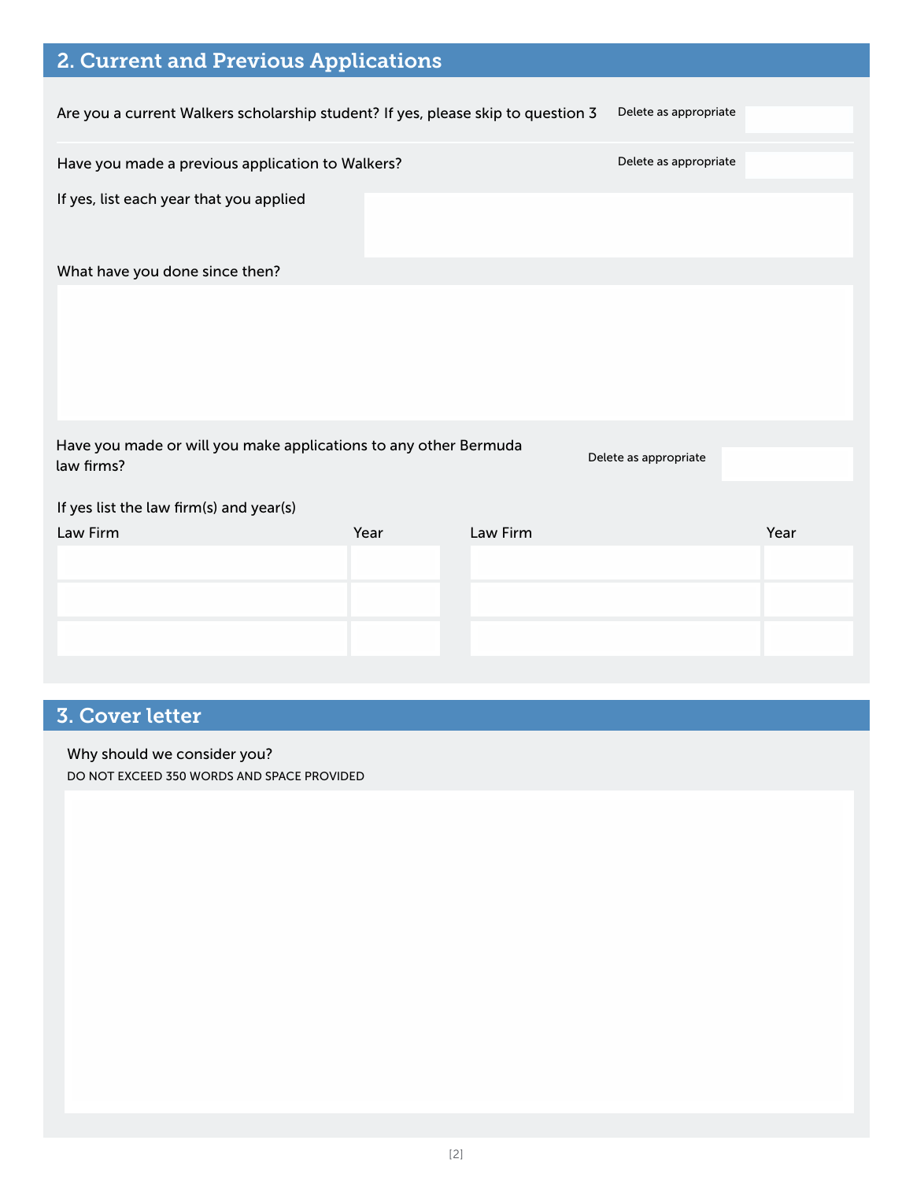## 2. Current and Previous Applications

Are you a current Walkers scholarship student? If yes, please skip to question 3 — Delete as appropriate

Have you made a previous application to Walkers? — Delete as appropriate

If yes, list each year that you applied

What have you done since then?

Have you made or will you make applications to any other Bermuda law firms? — Delete as appropriate

If yes list the law firm(s) and year(s)

| Law Firm | Year | Law Firm | Year |
|---|---|---|---|
| | | | |
| | | | |
| | | | |

## 3. Cover letter

Why should we consider you?

DO NOT EXCEED 350 WORDS AND SPACE PROVIDED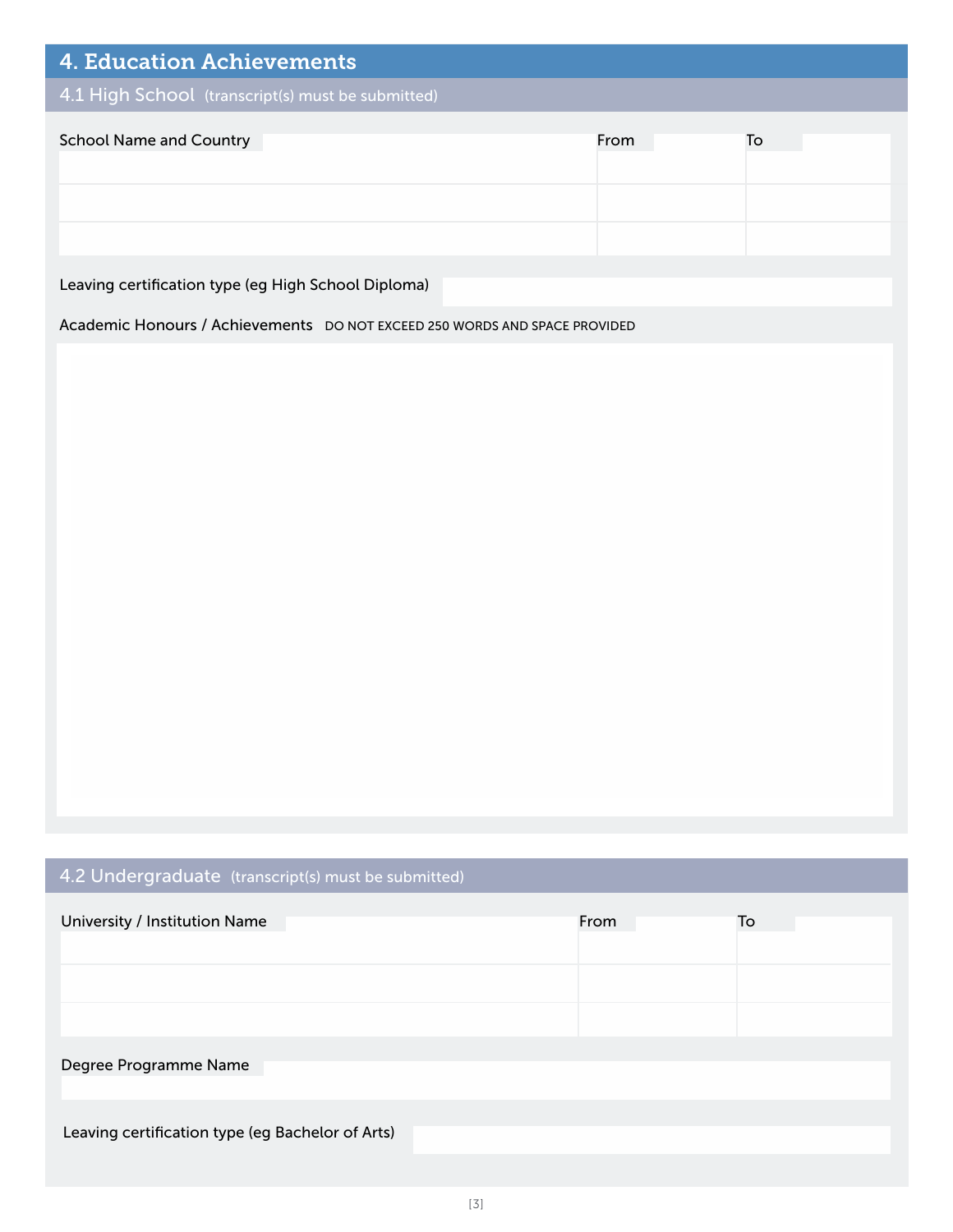# 4. Education Achievements

## 4.1 High School (transcript(s) must be submitted)

| School Name and Country | From | To |
|---|---|---|
| | | |
| | | |
| | | |

Leaving certification type (eg High School Diploma)

Academic Honours / Achievements DO NOT EXCEED 250 WORDS AND SPACE PROVIDED

## 4.2 Undergraduate (transcript(s) must be submitted)

| University / Institution Name | From | To |
|---|---|---|
| | | |
| | | |
| | | |

Degree Programme Name

Leaving certification type (eg Bachelor of Arts)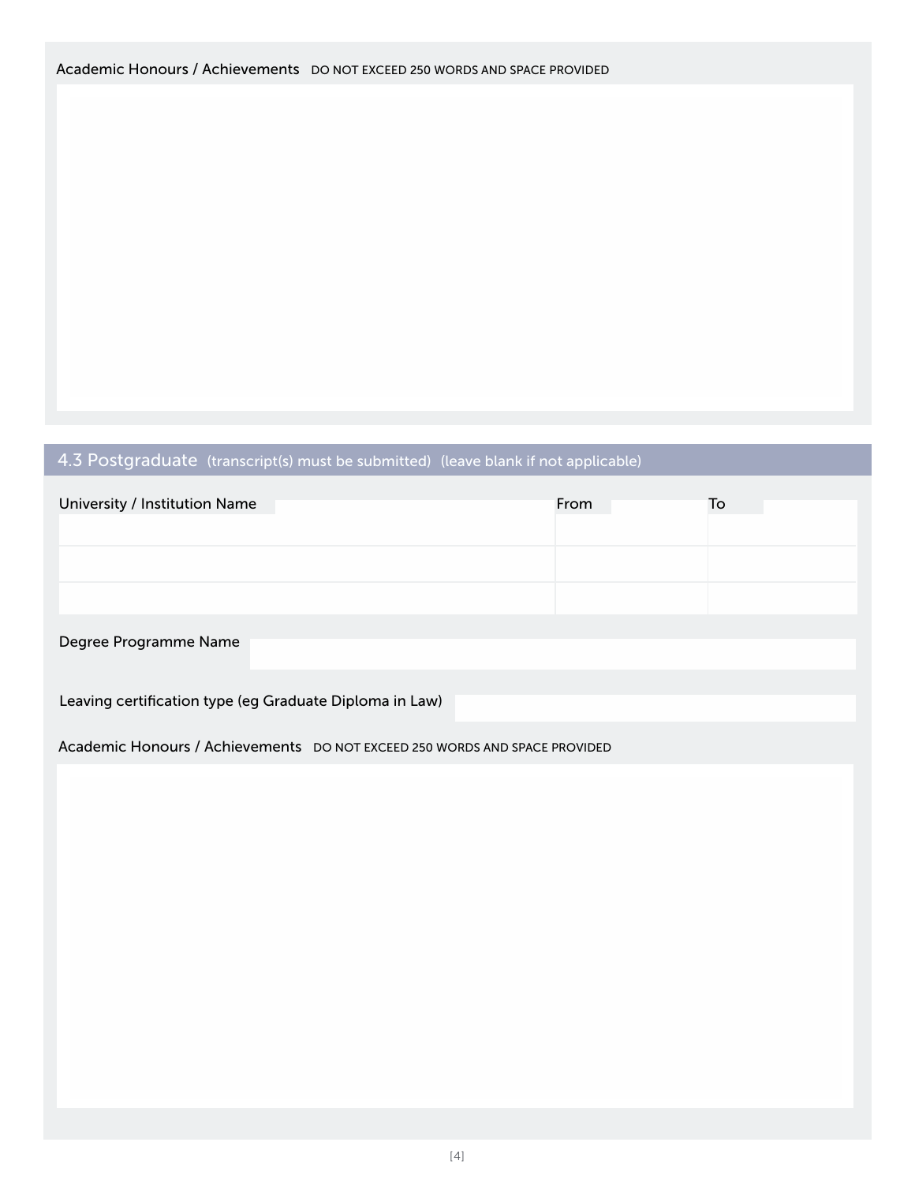Academic Honours / Achievements DO NOT EXCEED 250 WORDS AND SPACE PROVIDED

## 4.3 Postgraduate (transcript(s) must be submitted) (leave blank if not applicable)

| University / Institution Name | From | To |
|---|---|---|
| | | |
| | | |
| | | |

Degree Programme Name

Leaving certification type (eg Graduate Diploma in Law)

Academic Honours / Achievements DO NOT EXCEED 250 WORDS AND SPACE PROVIDED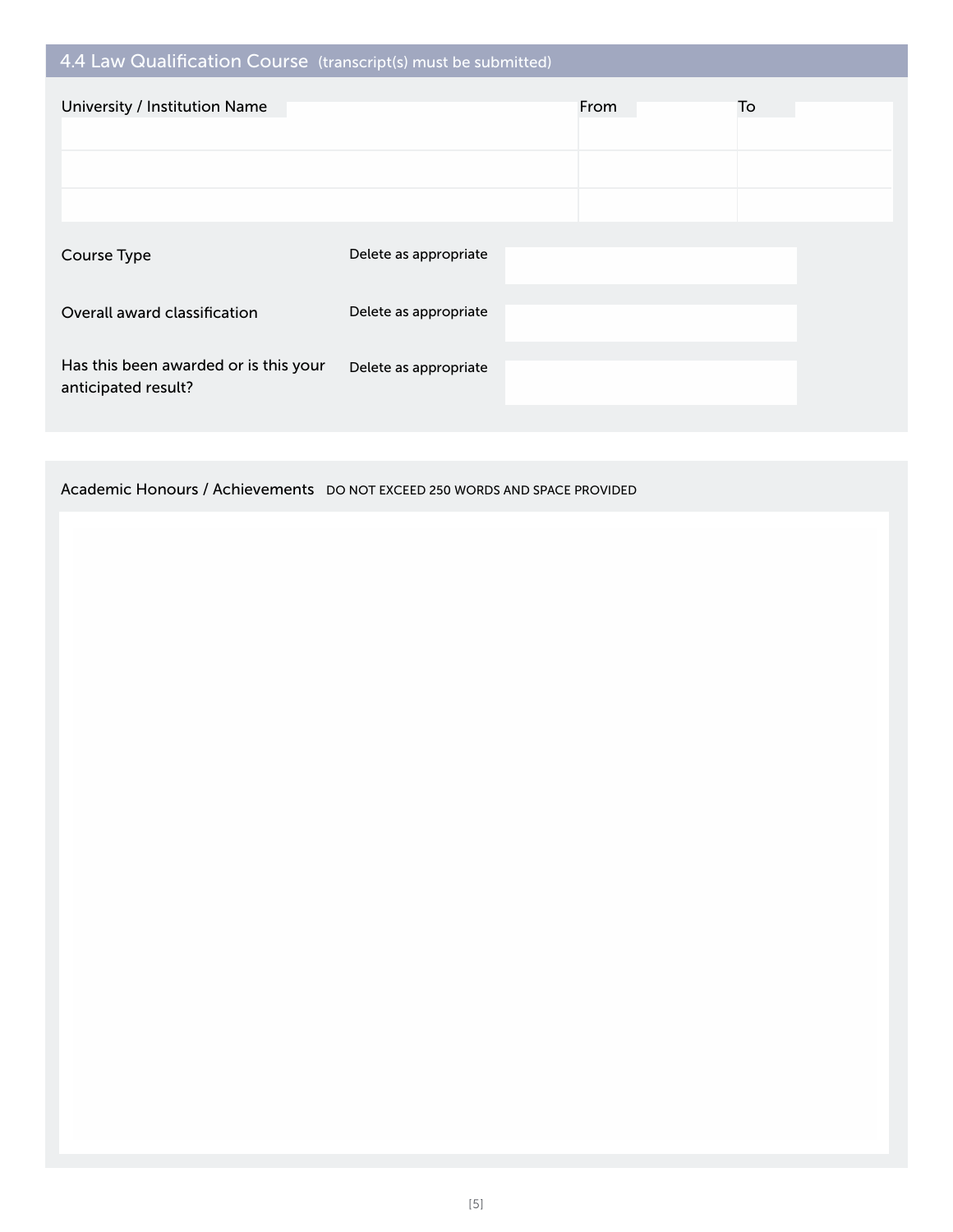## 4.4 Law Qualification Course (transcript(s) must be submitted)

| University / Institution Name | From | To |
| --- | --- | --- |
| | | |
| | | |
| | | |

| | | |
| --- | --- | --- |
| Course Type | Delete as appropriate | |
| Overall award classification | Delete as appropriate | |
| Has this been awarded or is this your anticipated result? | Delete as appropriate | |

Academic Honours / Achievements DO NOT EXCEED 250 WORDS AND SPACE PROVIDED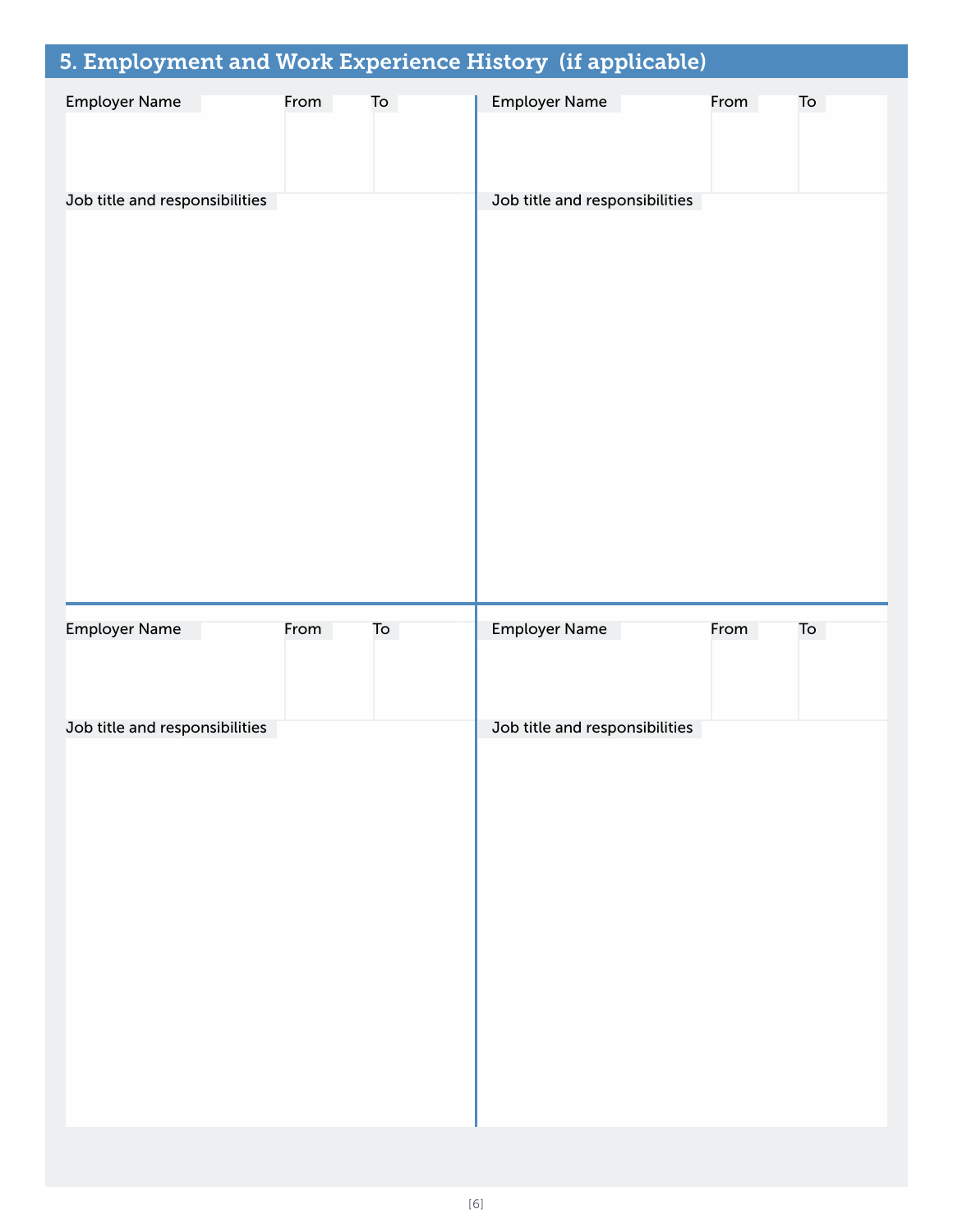## 5. Employment and Work Experience History (if applicable)

| Employer Name | From | To |
|---|---|---|
| | | |

Job title and responsibilities

| Employer Name | From | To |
|---|---|---|
| | | |

Job title and responsibilities

| Employer Name | From | To |
|---|---|---|
| | | |

Job title and responsibilities

| Employer Name | From | To |
|---|---|---|
| | | |

Job title and responsibilities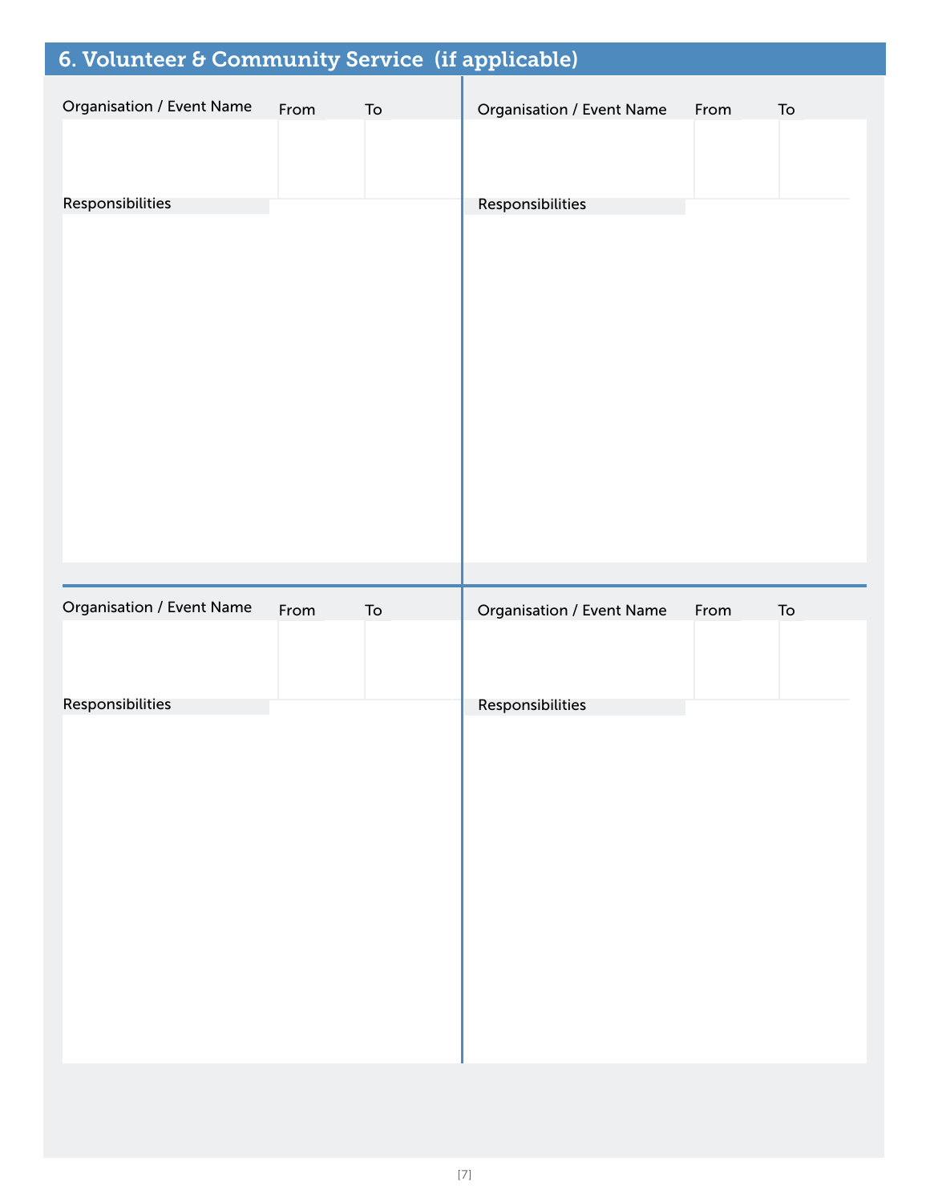## 6. Volunteer & Community Service (if applicable)

| Organisation / Event Name | From | To |
|---|---|---|
| | | |

Responsibilities

| Organisation / Event Name | From | To |
|---|---|---|
| | | |

Responsibilities

| Organisation / Event Name | From | To |
|---|---|---|
| | | |

Responsibilities

| Organisation / Event Name | From | To |
|---|---|---|
| | | |

Responsibilities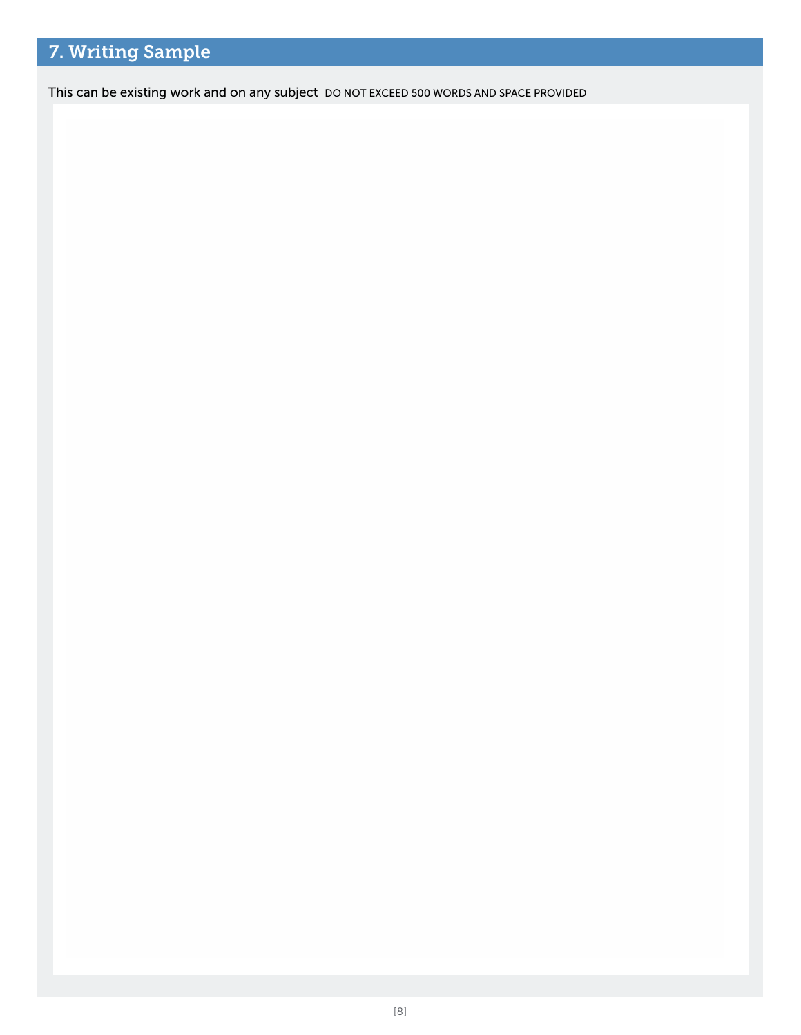## 7. Writing Sample

This can be existing work and on any subject DO NOT EXCEED 500 WORDS AND SPACE PROVIDED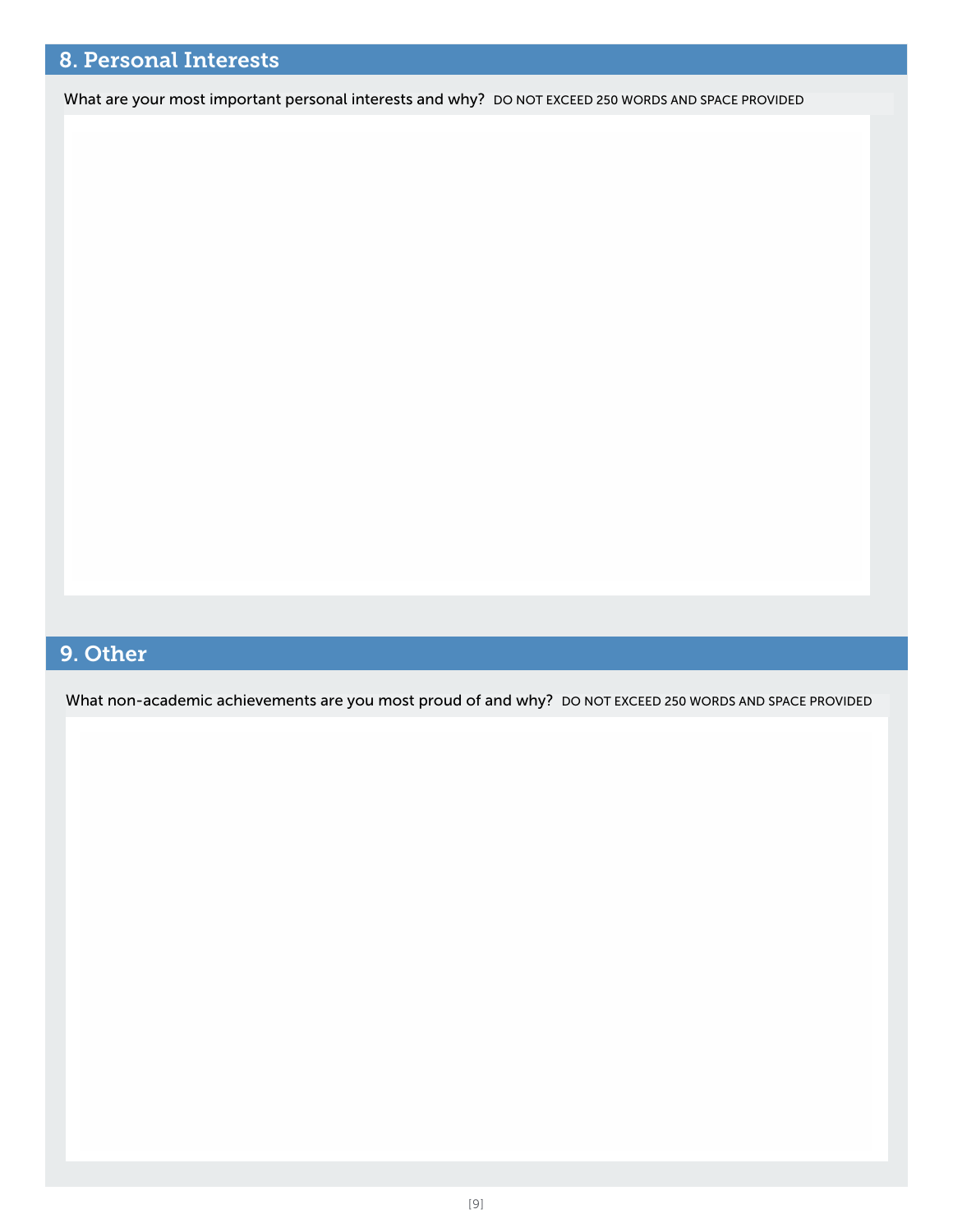## 8. Personal Interests

What are your most important personal interests and why? DO NOT EXCEED 250 WORDS AND SPACE PROVIDED

## 9. Other

What non-academic achievements are you most proud of and why? DO NOT EXCEED 250 WORDS AND SPACE PROVIDED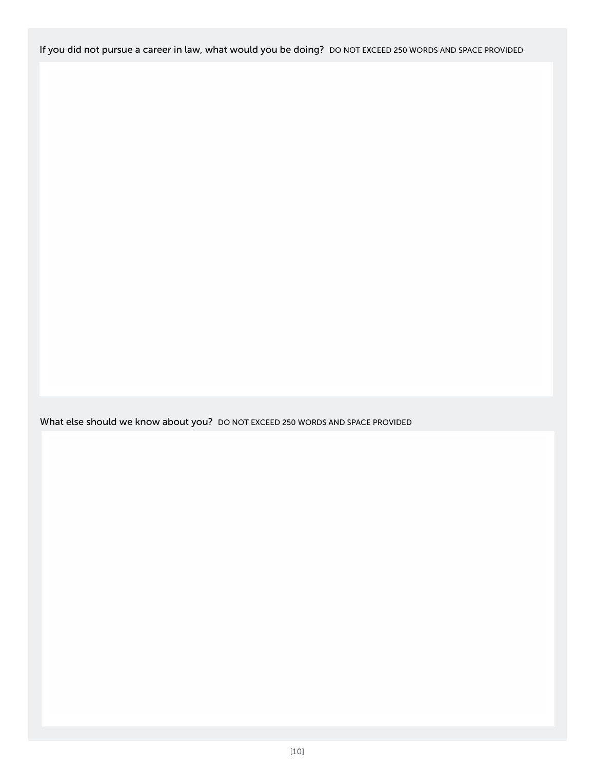If you did not pursue a career in law, what would you be doing? DO NOT EXCEED 250 WORDS AND SPACE PROVIDED

What else should we know about you? DO NOT EXCEED 250 WORDS AND SPACE PROVIDED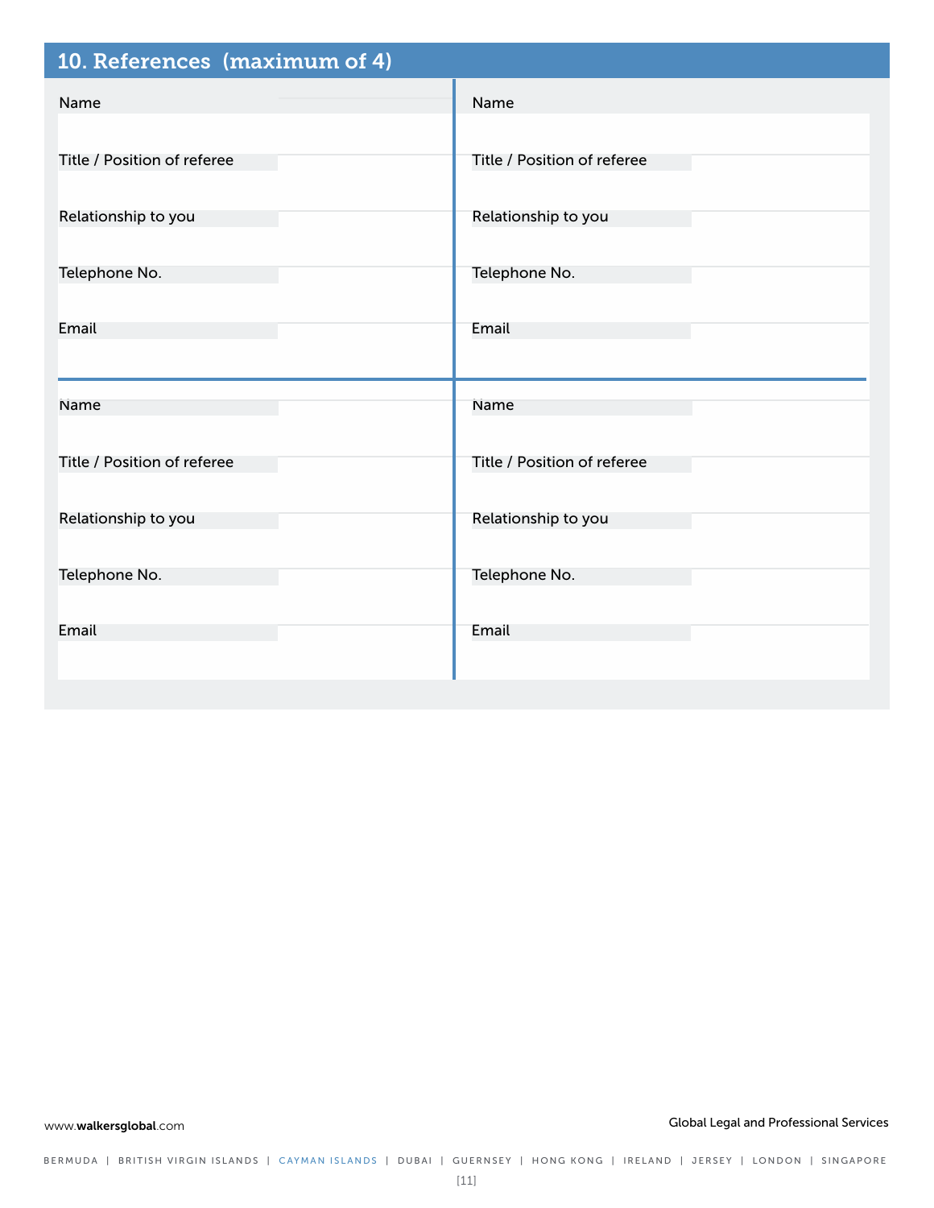## 10. References (maximum of 4)

| | |
|---|---|
| Name | Name |
| Title / Position of referee | Title / Position of referee |
| Relationship to you | Relationship to you |
| Telephone No. | Telephone No. |
| Email | Email |
| Name | Name |
| Title / Position of referee | Title / Position of referee |
| Relationship to you | Relationship to you |
| Telephone No. | Telephone No. |
| Email | Email |

www.walkersglobal.com

Global Legal and Professional Services

BERMUDA | BRITISH VIRGIN ISLANDS | CAYMAN ISLANDS | DUBAI | GUERNSEY | HONG KONG | IRELAND | JERSEY | LONDON | SINGAPORE